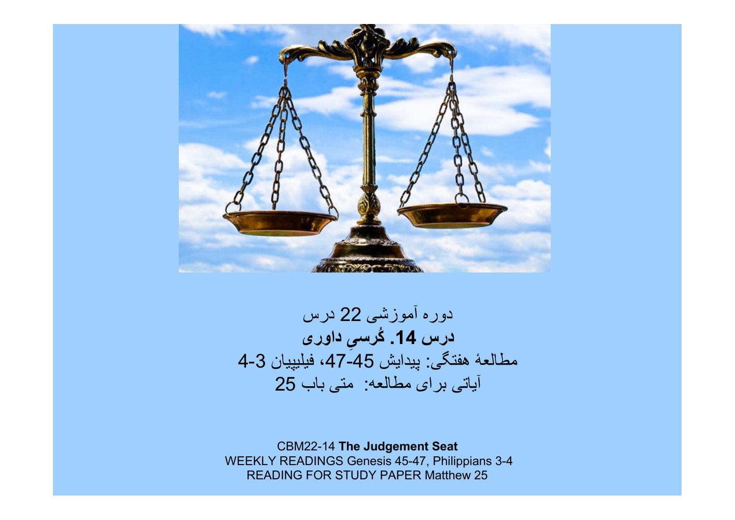دوره آموزشی 22 درس

**درس 14. کُرسیِ داوری**

مطالعهٔ هفتگی: پیدایش 45-47، فیلیپیان 3-4

آیاتی برای مطالعه: متی باب 25

CBM22-14 **The Judgement Seat**

WEEKLY READINGS Genesis 45-47, Philippians 3-4

READING FOR STUDY PAPER Matthew 25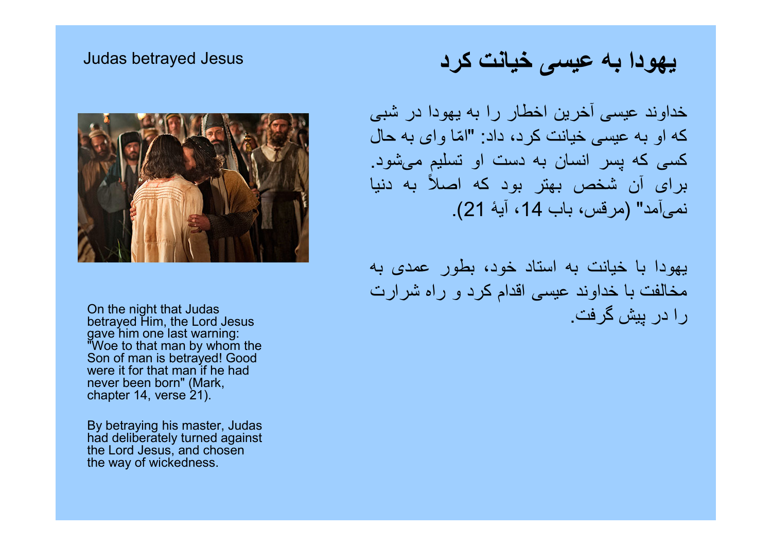# یهودا به عیسی خیانت کرد

خداوند عیسی آخرین اخطار را به یهودا در شبی که او به عیسی خیانت کرد، داد: "امّا وای به حال کسی که پسر انسان به دست او تسلیم می‌شود. برای آن شخص بهتر بود که اصلاً به دنیا نمی‌آمد" (مرقس، باب 14، آیهٔ 21).

یهودا با خیانت به استاد خود، بطور عمدی به مخالفت با خداوند عیسی اقدام کرد و راه شرارت را در پیش گرفت.

# Judas betrayed Jesus

On the night that Judas betrayed Him, the Lord Jesus gave him one last warning: "Woe to that man by whom the Son of man is betrayed! Good were it for that man if he had never been born" (Mark, chapter 14, verse 21).

By betraying his master, Judas had deliberately turned against the Lord Jesus, and chosen the way of wickedness.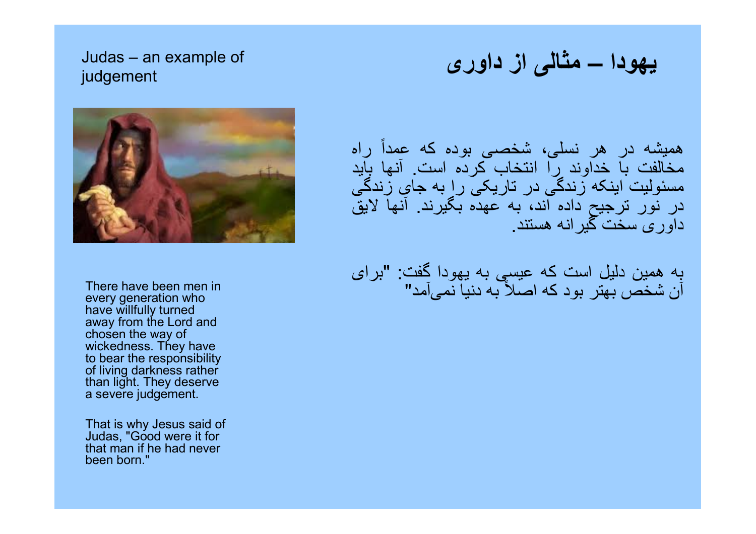# Judas – an example of judgement

# یهودا – مثالی از داوری

There have been men in every generation who have willfully turned away from the Lord and chosen the way of wickedness. They have to bear the responsibility of living darkness rather than light. They deserve a severe judgement.

That is why Jesus said of Judas, "Good were it for that man if he had never been born."

همیشه در هر نسلی، شخصی بوده که عمداً راه مخالفت با خداوند را انتخاب کرده است. آنها باید مسئولیت اینکه زندگی در تاریکی را به جای زندگی در نور ترجیح داده اند، به عهده بگیرند. آنها لایق داوری سخت گیرانه هستند.

به همین دلیل است که عیسی به یهودا گفت: "برای آن شخص بهتر بود که اصلاً به دنیا نمی‌آمد"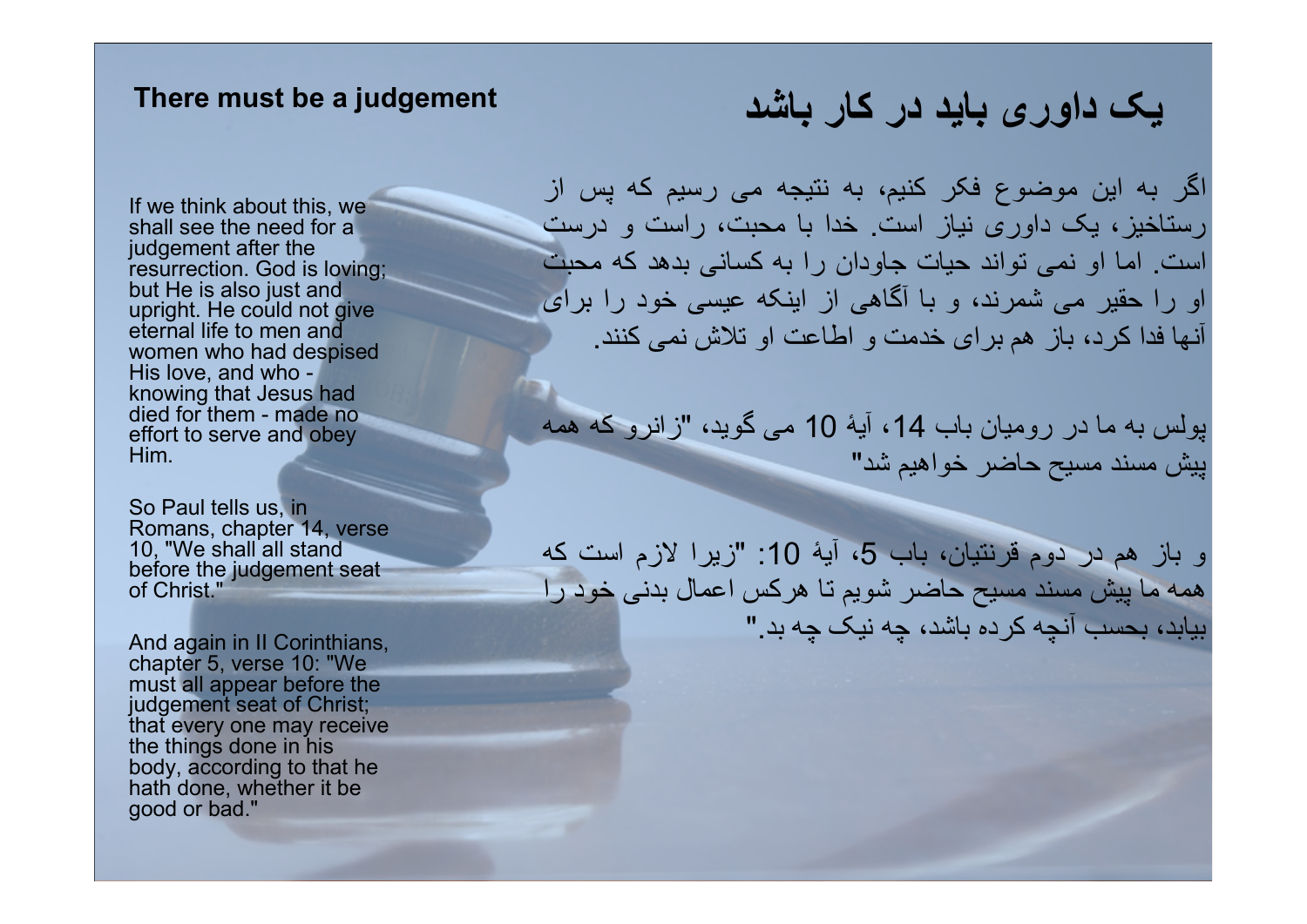## There must be a judgement

If we think about this, we shall see the need for a judgement after the resurrection. God is loving; but He is also just and upright. He could not give eternal life to men and women who had despised His love, and who - knowing that Jesus had died for them - made no effort to serve and obey Him.

So Paul tells us, in Romans, chapter 14, verse 10, "We shall all stand before the judgement seat of Christ."

And again in II Corinthians, chapter 5, verse 10: "We must all appear before the judgement seat of Christ; that every one may receive the things done in his body, according to that he hath done, whether it be good or bad."

## یک داوری باید در کار باشد

اگر به این موضوع فکر کنیم، به نتیجه می رسیم که پس از رستاخیز، یک داوری نیاز است. خدا با محبت، راست و درست است. اما او نمی تواند حیات جاودان را به کسانی بدهد که محبت او را حقیر می شمرند، و با آگاهی از اینکه عیسی خود را برای آنها فدا کرد، باز هم برای خدمت و اطاعت او تلاش نمی کنند.

پولس به ما در رومیان باب 14، آیهٔ 10 می گوید، "زانرو که همه پیش مسند مسیح حاضر خواهیم شد"

و باز هم در دوم قرنتیان، باب 5، آیهٔ 10: "زیرا لازم است که همه ما پیش مسند مسیح حاضر شویم تا هرکس اعمال بدنی خود را بیابد، بحسب آنچه کرده باشد، چه نیک چه بد."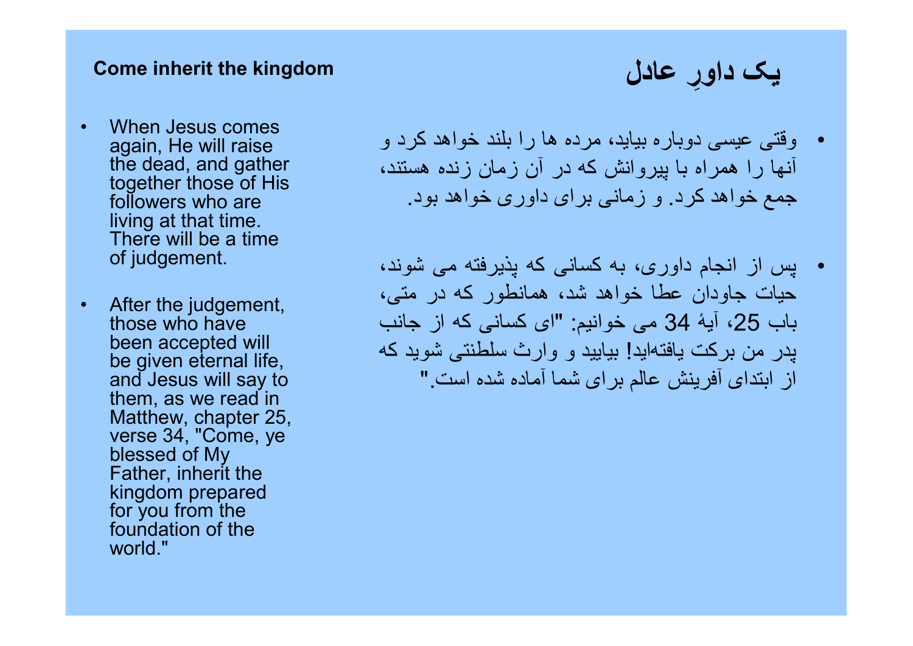## Come inherit the kingdom

- When Jesus comes again, He will raise the dead, and gather together those of His followers who are living at that time. There will be a time of judgement.
- After the judgement, those who have been accepted will be given eternal life, and Jesus will say to them, as we read in Matthew, chapter 25, verse 34, "Come, ye blessed of My Father, inherit the kingdom prepared for you from the foundation of the world."

## یک داورِ عادل

- وقتی عیسی دوباره بیاید، مرده ها را بلند خواهد کرد و آنها را همراه با پیروانش که در آن زمان زنده هستند، جمع خواهد کرد. و زمانی برای داوری خواهد بود.
- پس از انجام داوری، به کسانی که پذیرفته می شوند، حیات جاودان عطا خواهد شد، همانطور که در متی، باب 25، آیهٔ 34 می خوانیم: "ای کسانی که از جانب پدر من برکت یافته‌اید! بیایید و وارث سلطنتی شوید که از ابتدای آفرینش عالم برای شما آماده شده است."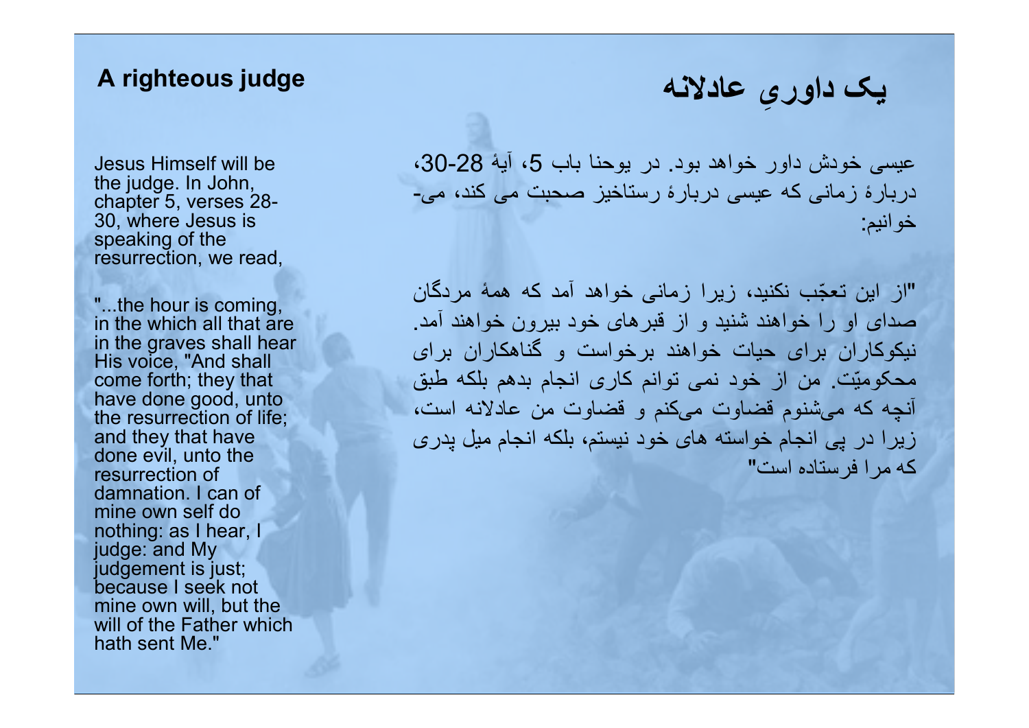## A righteous judge

Jesus Himself will be the judge. In John, chapter 5, verses 28-30, where Jesus is speaking of the resurrection, we read,

"...the hour is coming, in the which all that are in the graves shall hear His voice, "And shall come forth; they that have done good, unto the resurrection of life; and they that have done evil, unto the resurrection of damnation. I can of mine own self do nothing: as I hear, I judge: and My judgement is just; because I seek not mine own will, but the will of the Father which hath sent Me."

## یک داوریِ عادلانه

عیسی خودش داور خواهد بود. در یوحنا باب 5، آیهٔ 28-30، دربارهٔ زمانی که عیسی دربارهٔ رستاخیز صحبت می کند، می-خوانیم:

"از این تعجّب نکنید، زیرا زمانی خواهد آمد که همهٔ مردگان صدای او را خواهند شنید و از قبرهای خود بیرون خواهند آمد. نیکوکاران برای حیات خواهند برخواست و گناهکاران برای محکومیّت. من از خود نمی توانم کاری انجام بدهم بلکه طبق آنچه که می‌شنوم قضاوت می‌کنم و قضاوت من عادلانه است، زیرا در پی انجام خواسته های خود نیستم، بلکه انجام میل پدری که مرا فرستاده است"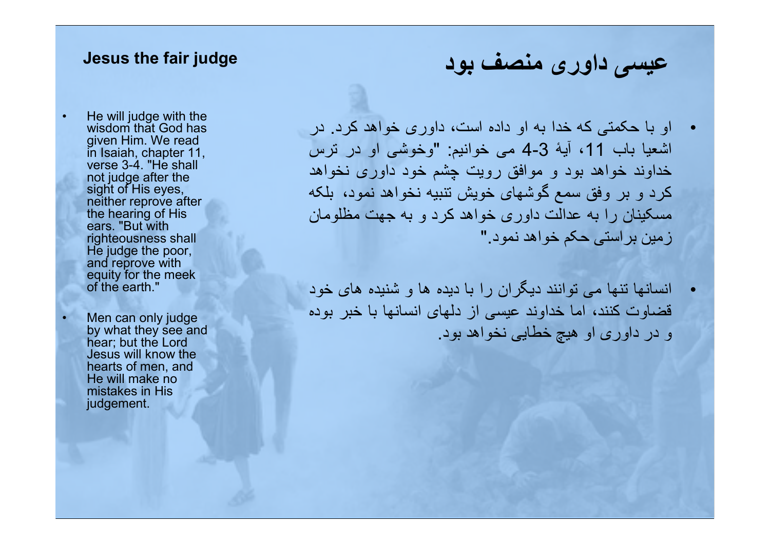## Jesus the fair judge

- He will judge with the wisdom that God has given Him. We read in Isaiah, chapter 11, verse 3-4. "He shall not judge after the sight of His eyes, neither reprove after the hearing of His ears. "But with righteousness shall He judge the poor, and reprove with equity for the meek of the earth."
- Men can only judge by what they see and hear; but the Lord Jesus will know the hearts of men, and He will make no mistakes in His judgement.

## عیسی داوری منصف بود

- او با حکمتی که خدا به او داده است، داوری خواهد کرد. در اشعیا باب 11، آیهٔ 3-4 می خوانیم: "وخوشی او در ترس خداوند خواهد بود و موافق رویت چشم خود داوری نخواهد کرد و بر وفق سمع گوشهای خویش تنبیه نخواهد نمود، بلکه مسکینان را به عدالت داوری خواهد کرد و به جهت مظلومان زمین براستی حکم خواهد نمود."
- انسانها تنها می توانند دیگران را با دیده ها و شنیده های خود قضاوت کنند، اما خداوند عیسی از دلهای انسانها با خبر بوده و در داوری او هیچ خطایی نخواهد بود.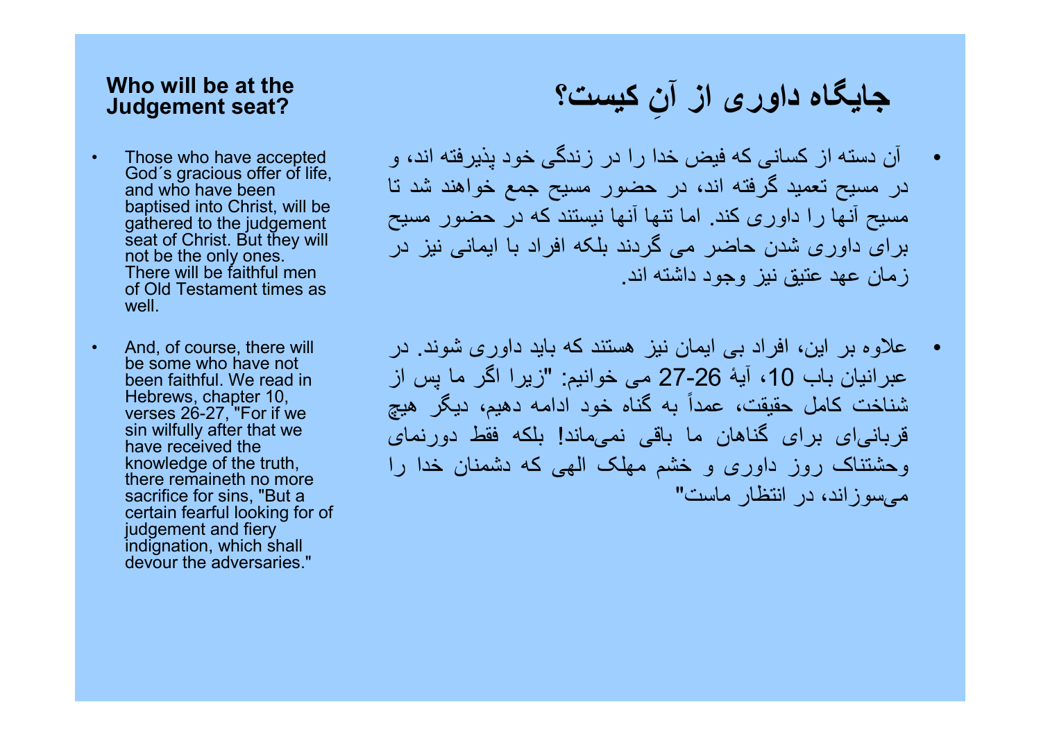**Who will be at the Judgement seat?**

- Those who have accepted God´s gracious offer of life, and who have been baptised into Christ, will be gathered to the judgement seat of Christ. But they will not be the only ones. There will be faithful men of Old Testament times as well.

- And, of course, there will be some who have not been faithful. We read in Hebrews, chapter 10, verses 26-27, "For if we sin wilfully after that we have received the knowledge of the truth, there remaineth no more sacrifice for sins, "But a certain fearful looking for of judgement and fiery indignation, which shall devour the adversaries."

# جایگاه داوری از آنِ کیست؟

- آن دسته از کسانی که فیض خدا را در زندگی خود پذیرفته اند، و در مسیح تعمید گرفته اند، در حضور مسیح جمع خواهند شد تا مسیح آنها را داوری کند. اما تنها آنها نیستند که در حضور مسیح برای داوری شدن حاضر می گردند بلکه افراد با ایمانی نیز در زمان عهد عتیق نیز وجود داشته اند.

- علاوه بر این، افراد بی ایمان نیز هستند که باید داوری شوند. در عبرانیان باب 10، آیهٔ 26-27 می خوانیم: "زیرا اگر ما پس از شناخت کامل حقیقت، عمداً به گناه خود ادامه دهیم، دیگر هیچ قربانی‌ای برای گناهان ما باقی نمی‌ماند! بلکه فقط دورنمای وحشتناک روز داوری و خشم مهلک الهی که دشمنان خدا را می‌سوزاند، در انتظار ماست"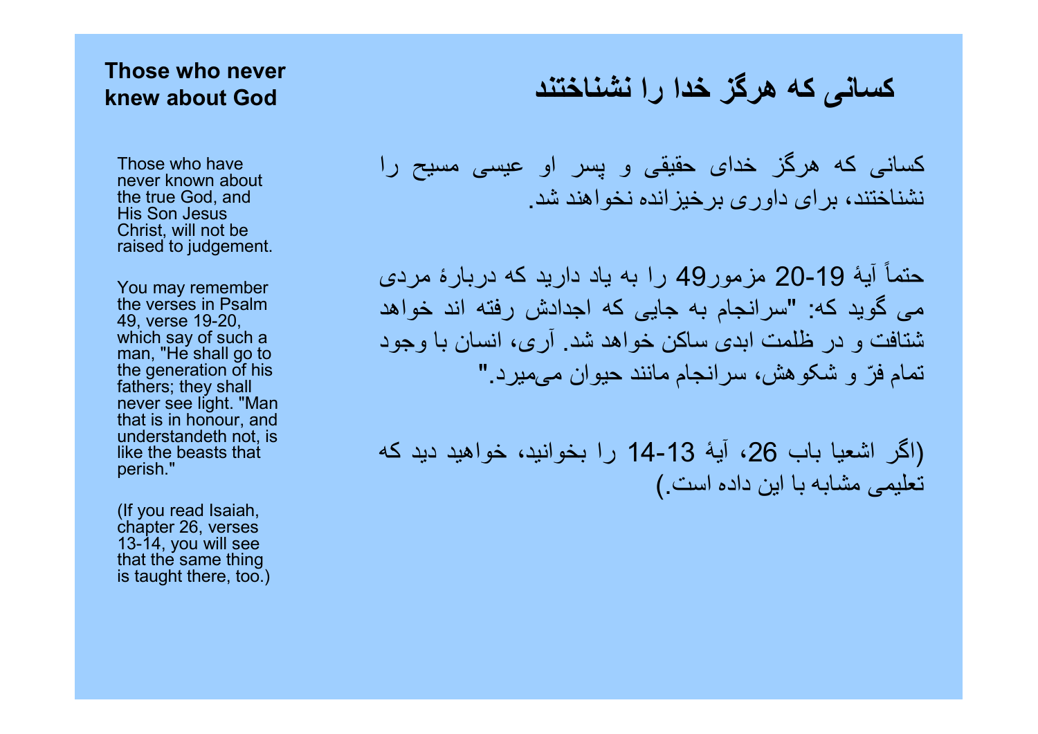## Those who never knew about God

Those who have never known about the true God, and His Son Jesus Christ, will not be raised to judgement.

You may remember the verses in Psalm 49, verse 19-20, which say of such a man, "He shall go to the generation of his fathers; they shall never see light. "Man that is in honour, and understandeth not, is like the beasts that perish."

(If you read Isaiah, chapter 26, verses 13-14, you will see that the same thing is taught there, too.)

## کسانی که هرگز خدا را نشناختند

کسانی که هرگز خدای حقیقی و پسر او عیسی مسیح را نشناختند، برای داوری برخیزانده نخواهند شد.

حتماً آیهٔ 19-20 مزمور49 را به یاد دارید که دربارهٔ مردی می گوید که: "سرانجام به جایی که اجدادش رفته اند خواهد شتافت و در ظلمت ابدی ساکن خواهد شد. آری، انسان با وجود تمام فرّ و شکوهش، سرانجام مانند حیوان می‌میرد."

(اگر اشعیا باب 26، آیهٔ 13-14 را بخوانید، خواهید دید که تعلیمی مشابه با این داده است.)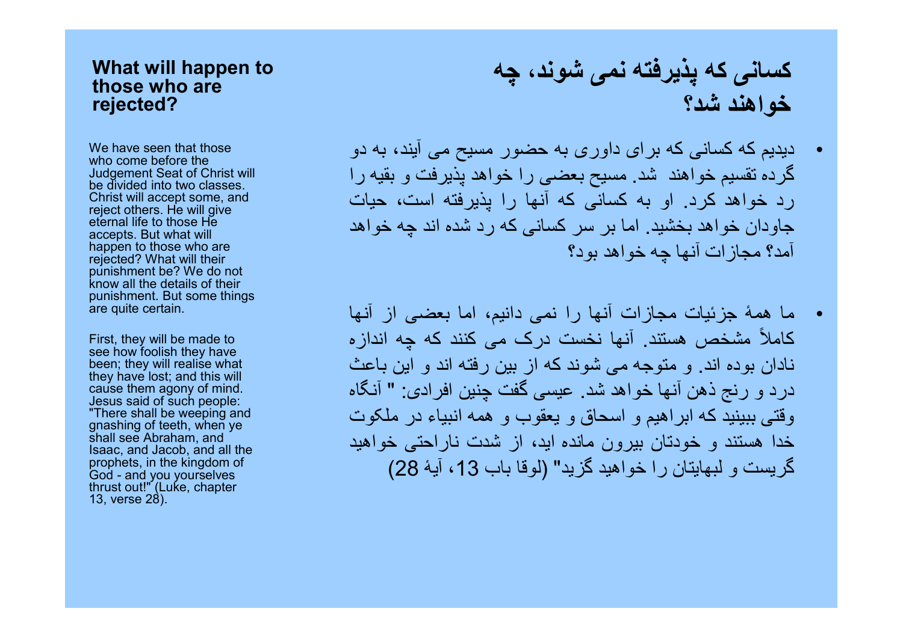## What will happen to those who are rejected?

We have seen that those who come before the Judgement Seat of Christ will be divided into two classes. Christ will accept some, and reject others. He will give eternal life to those He accepts. But what will happen to those who are rejected? What will their punishment be? We do not know all the details of their punishment. But some things are quite certain.

First, they will be made to see how foolish they have been; they will realise what they have lost; and this will cause them agony of mind. Jesus said of such people: "There shall be weeping and gnashing of teeth, when ye shall see Abraham, and Isaac, and Jacob, and all the prophets, in the kingdom of God - and you yourselves thrust out!" (Luke, chapter 13, verse 28).

## کسانی که پذیرفته نمی شوند، چه خواهند شد؟

- دیدیم که کسانی که برای داوری به حضور مسیح می آیند، به دو گرده تقسیم خواهند شد. مسیح بعضی را خواهد پذیرفت و بقیه را رد خواهد کرد. او به کسانی که آنها را پذیرفته است، حیات جاودان خواهد بخشید. اما بر سر کسانی که رد شده اند چه خواهد آمد؟ مجازات آنها چه خواهد بود؟

- ما همهٔ جزئیات مجازات آنها را نمی دانیم، اما بعضی از آنها کاملاً مشخص هستند. آنها نخست درک می کنند که چه اندازه نادان بوده اند. و متوجه می شوند که از بین رفته اند و این باعث درد و رنج ذهن آنها خواهد شد. عیسی گفت چنین افرادی: " آنگاه وقتی ببینید که ابراهیم و اسحاق و یعقوب و همه انبیاء در ملکوت خدا هستند و خودتان بیرون مانده اید، از شدت ناراحتی خواهید گریست و لبهایتان را خواهید گزید" (لوقا باب 13، آیهٔ 28)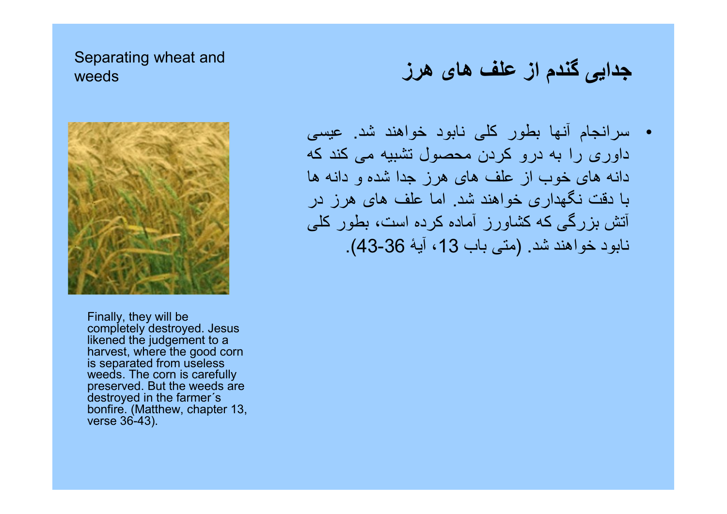Separating wheat and weeds

# جدایی گندم از علف های هرز

- سرانجام آنها بطور کلی نابود خواهند شد. عیسی داوری را به درو کردن محصول تشبیه می کند که دانه های خوب از علف های هرز جدا شده و دانه ها با دقت نگهداری خواهند شد. اما علف های هرز در آتش بزرگی که کشاورز آماده کرده است، بطور کلی نابود خواهند شد. (متی باب 13، آیهٔ 36-43).

Finally, they will be completely destroyed. Jesus likened the judgement to a harvest, where the good corn is separated from useless weeds. The corn is carefully preserved. But the weeds are destroyed in the farmer´s bonfire. (Matthew, chapter 13, verse 36-43).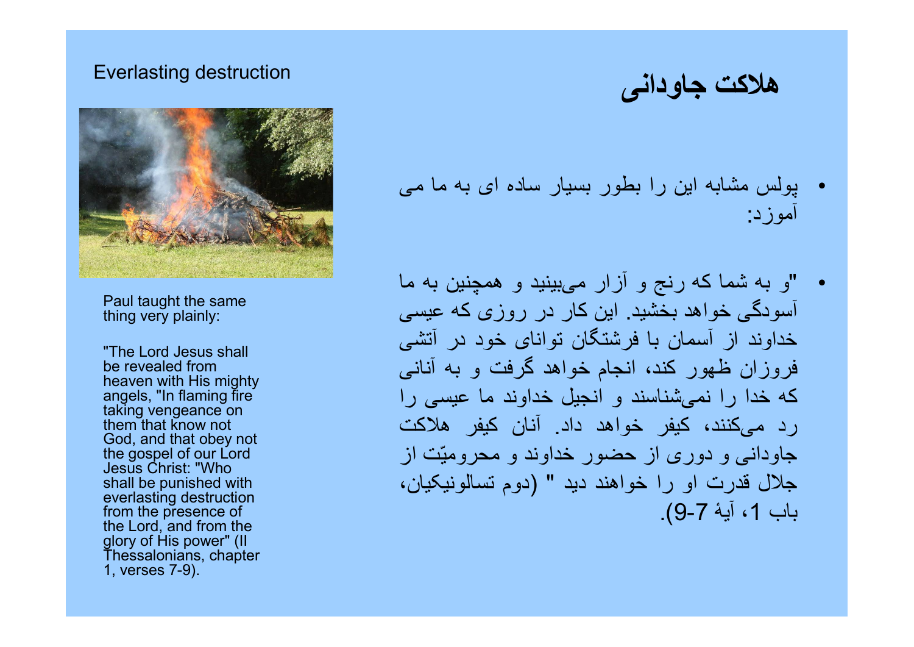Everlasting destruction

Paul taught the same thing very plainly:

"The Lord Jesus shall be revealed from heaven with His mighty angels, "In flaming fire taking vengeance on them that know not God, and that obey not the gospel of our Lord Jesus Christ: "Who shall be punished with everlasting destruction from the presence of the Lord, and from the glory of His power" (II Thessalonians, chapter 1, verses 7-9).

# هلاکت جاودانی

- پولس مشابه این را بطور بسیار ساده ای به ما می آموزد:

- "و به شما که رنج و آزار می‌بینید و همچنین به ما آسودگی خواهد بخشید. این کار در روزی که عیسی خداوند از آسمان با فرشتگان توانای خود در آتشی فروزان ظهور کند، انجام خواهد گرفت و به آنانی که خدا را نمی‌شناسند و انجیل خداوند ما عیسی را رد می‌کنند، کیفر خواهد داد. آنان کیفر هلاکت جاودانی و دوری از حضور خداوند و محرومیّت از جلال قدرت او را خواهند دید " (دوم تسالونیکیان، باب 1، آیهٔ 7-9).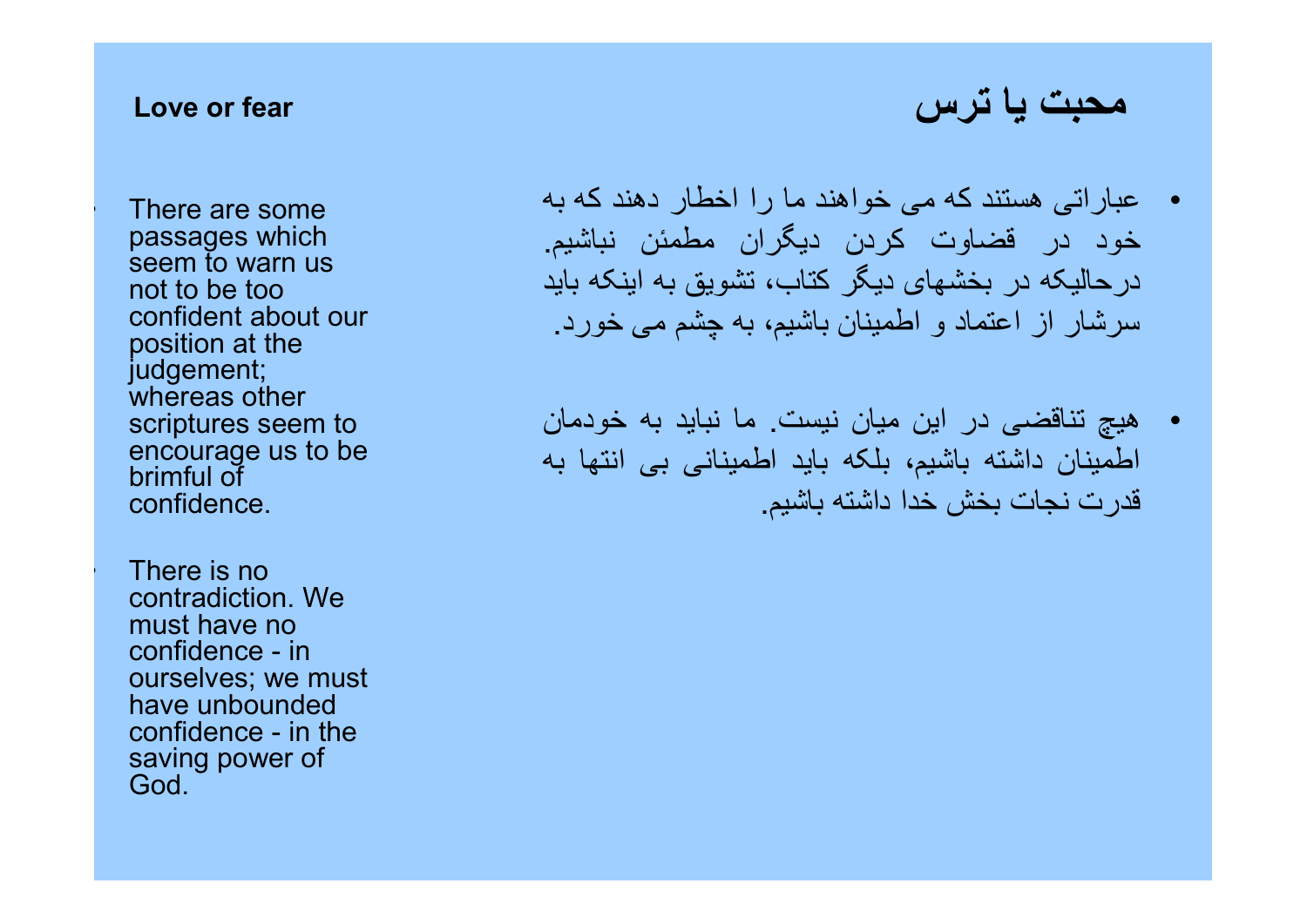## Love or fear

- There are some passages which seem to warn us not to be too confident about our position at the judgement; whereas other scriptures seem to encourage us to be brimful of confidence.

- There is no contradiction. We must have no confidence - in ourselves; we must have unbounded confidence - in the saving power of God.

## محبت یا ترس

- عباراتی هستند که می خواهند ما را اخطار دهند که به خود در قضاوت کردن دیگران مطمئن نباشیم. درحالیکه در بخشهای دیگر کتاب، تشویق به اینکه باید سرشار از اعتماد و اطمینان باشیم، به چشم می خورد.

- هیچ تناقضی در این میان نیست. ما نباید به خودمان اطمینان داشته باشیم، بلکه باید اطمینانی بی انتها به قدرت نجات بخش خدا داشته باشیم.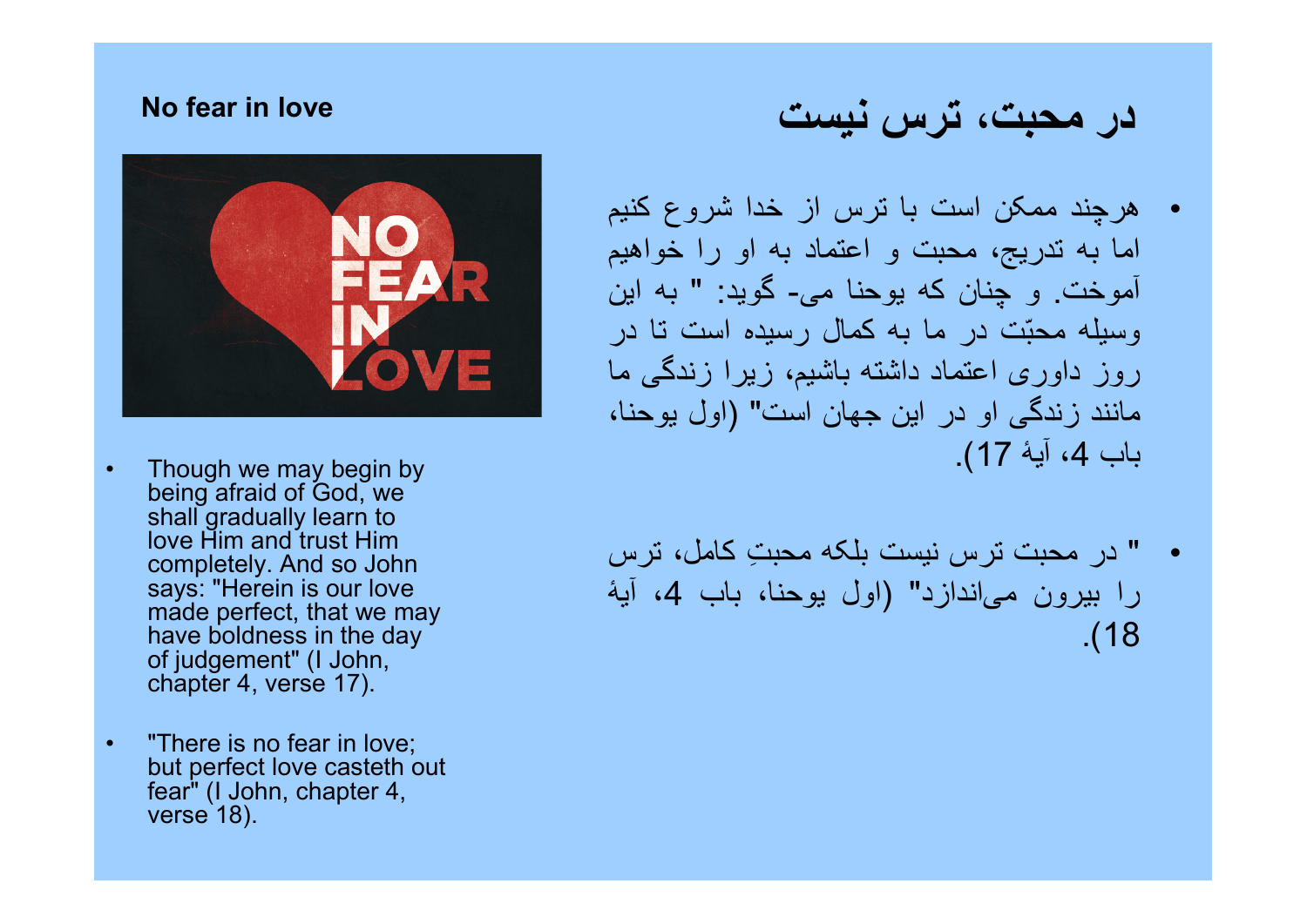## No fear in love

- Though we may begin by being afraid of God, we shall gradually learn to love Him and trust Him completely. And so John says: "Herein is our love made perfect, that we may have boldness in the day of judgement" (I John, chapter 4, verse 17).
- "There is no fear in love; but perfect love casteth out fear" (I John, chapter 4, verse 18).

## در محبت، ترس نیست

- هرچند ممکن است با ترس از خدا شروع کنیم اما به تدریج، محبت و اعتماد به او را خواهیم آموخت. و چنان که یوحنا می- گوید: " به این وسیله محبّت در ما به کمال رسیده است تا در روز داوری اعتماد داشته باشیم، زیرا زندگی ما مانند زندگی او در این جهان است" (اول یوحنا، باب 4، آیهٔ 17).
- " در محبت ترس نیست بلکه محبتِ کامل، ترس را بیرون می‌اندازد" (اول یوحنا، باب 4، آیهٔ 18).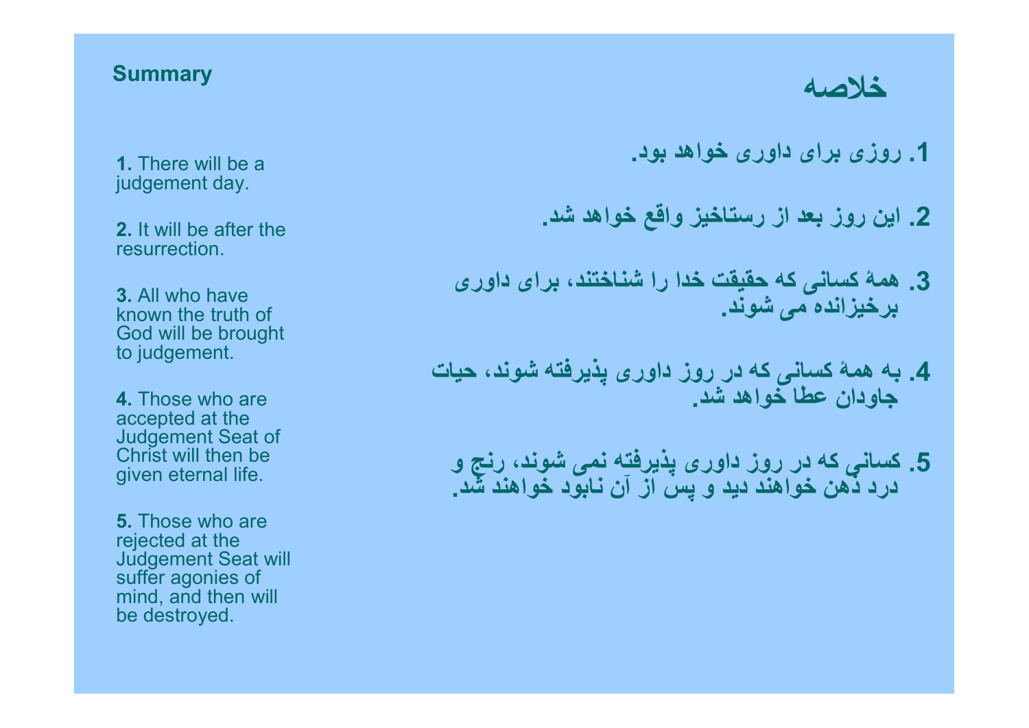## Summary

1. There will be a judgement day.

2. It will be after the resurrection.

3. All who have known the truth of God will be brought to judgement.

4. Those who are accepted at the Judgement Seat of Christ will then be given eternal life.

5. Those who are rejected at the Judgement Seat will suffer agonies of mind, and then will be destroyed.

## خلاصه

1. روزی برای داوری خواهد بود.

2. این روز بعد از رستاخیز واقع خواهد شد.

3. همهٔ کسانی که حقیقت خدا را شناختند، برای داوری برخیزانده می شوند.

4. به همهٔ کسانی که در روز داوری پذیرفته شوند، حیات جاودان عطا خواهد شد.

5. کسانی که در روز داوری پذیرفته نمی شوند، رنج و درد ذهن خواهند دید و پس از آن نابود خواهند شد.